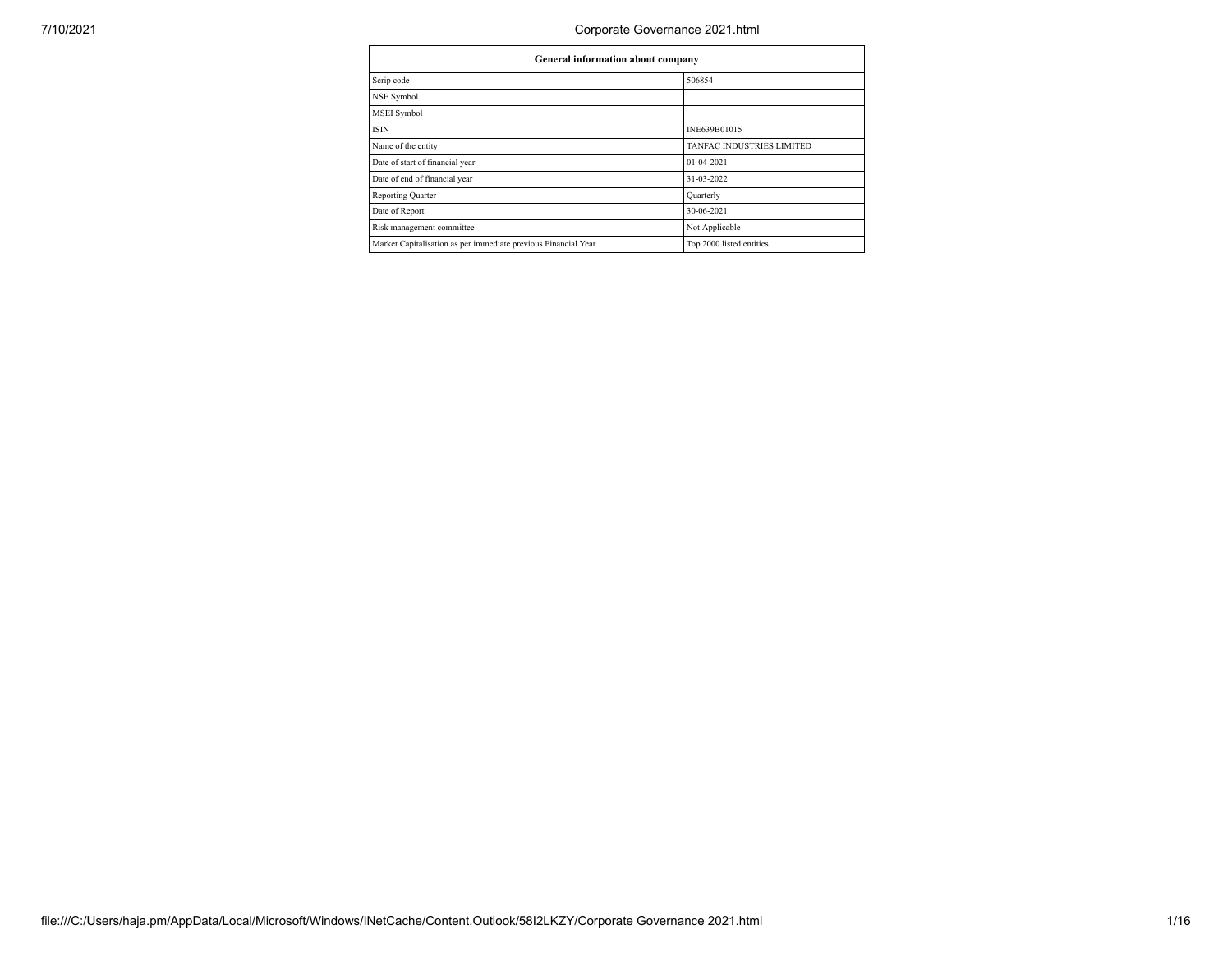| General information about company | |
|---|---|
| Scrip code | 506854 |
| NSE Symbol | |
| MSEI Symbol | |
| ISIN | INE639B01015 |
| Name of the entity | TANFAC INDUSTRIES LIMITED |
| Date of start of financial year | 01-04-2021 |
| Date of end of financial year | 31-03-2022 |
| Reporting Quarter | Quarterly |
| Date of Report | 30-06-2021 |
| Risk management committee | Not Applicable |
| Market Capitalisation as per immediate previous Financial Year | Top 2000 listed entities |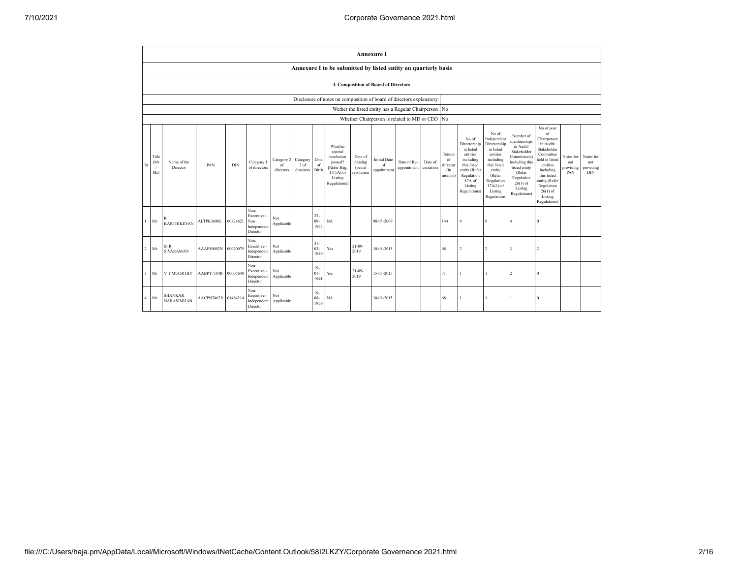## Annexure I

### Annexure I to be submitted by listed entity on quarterly basis

#### I. Composition of Board of Directors

| Disclosure of notes on composition of board of directors explanatory | |
|---|---|
| Wether the listed entity has a Regular Chairperson | No |
| Whether Chairperson is related to MD or CEO | No |

| Sr | Title (Mr / Ms) | Name of the Director | PAN | DIN | Category 1 of directors | Category 2 of directors | Category 3 of directors | Date of Birth | Whether special resolution passed? [Refer Reg. 17(1A) of Listing Regulations] | Date of passing special resolution | Initial Date of appointment | Date of Re-appointment | Date of cessation | Tenure of director (in months) | No of Directorship in listed entities including this listed entity (Refer Regulation 17A of Listing Regulations) | No of Independent Directorship in listed entities including this listed entity (Refer Regulation 17A(1) of Listing Regulations | Number of memberships in Audit/ Stakeholder Committee(s) including this listed entity (Refer Regulation 26(1) of Listing Regulations) | No of post of Chairperson in Audit/ Stakeholder Committee held in listed entities including this listed entity (Refer Regulation 26(1) of Listing Regulations) | Notes for not providing PAN | Notes for not providing DIN |
|---|---|---|---|---|---|---|---|---|---|---|---|---|---|---|---|---|---|---|---|---|
| 1 | Mr | R KARTHIKEYAN | ALTPK3680L | 00824621 | Non-Executive - Non Independent Director | Not Applicable | | 23-09-1977 | NA | | 08-05-2009 | | | 144 | 9 | 0 | 4 | 0 | | |
| 2 | Mr | M R SIVARAMAN | AAAPS0002N | 00020075 | Non-Executive - Independent Director | Not Applicable | | 31-03-1940 | Yes | 21-09-2019 | 10-08-2015 | | | 68 | 2 | 2 | 3 | 2 | | |
| 3 | Mr | V T MOORTHY | AABPT7584R | 00007648 | Non-Executive - Independent Director | Not Applicable | | 19-01-1941 | Yes | 21-09-2019 | 15-05-2015 | | | 71 | 1 | 1 | 2 | 0 | | |
| 4 | Mr | SHANKAR NARASIMHAN | AACPN7462R | 01484214 | Non-Executive - Independent Director | Not Applicable | | 19-08-1959 | NA | | 10-08-2015 | | | 68 | 1 | 1 | 1 | 0 | | |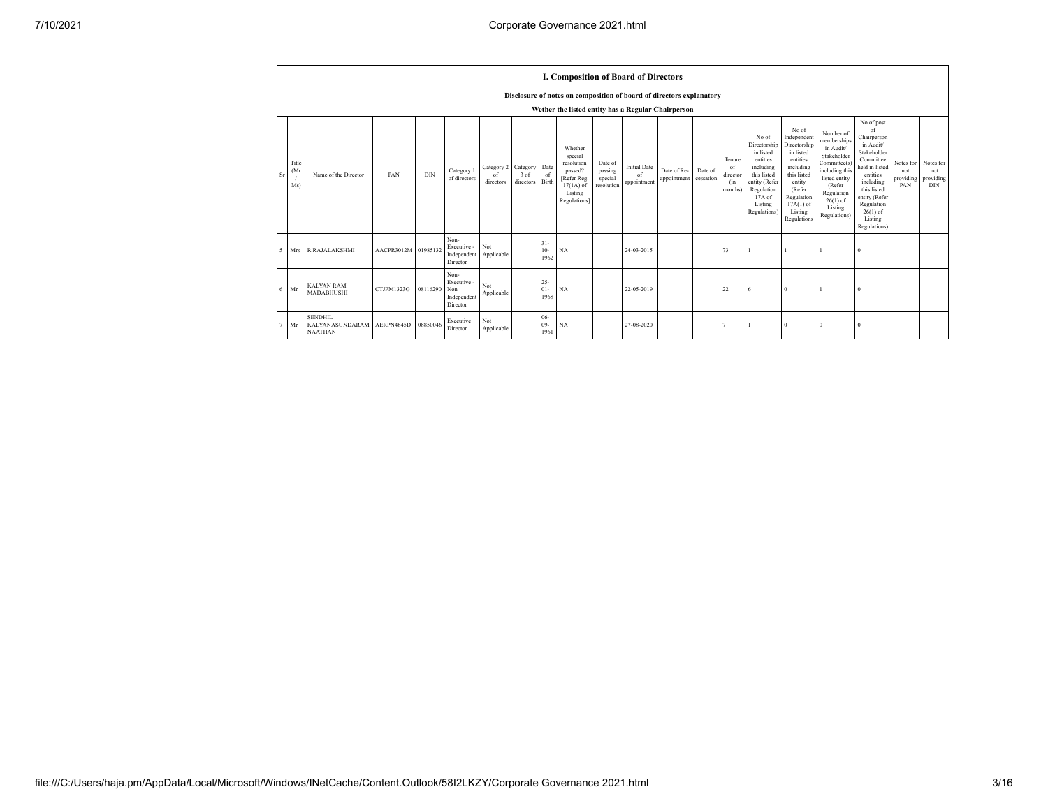| I. Composition of Board of Directors | | | | | | | | | | | | | | | | | | | | | |
|---|---|---|---|---|---|---|---|---|---|---|---|---|---|---|---|---|---|---|---|---|---|
| Disclosure of notes on composition of board of directors explanatory | | | | | | | | | | | | | | | | | | | | | |
| Wether the listed entity has a Regular Chairperson | | | | | | | | | | | | | | | | | | | | | |
| Sr | Title (Mr / Ms) | Name of the Director | PAN | DIN | Category 1 of directors | Category 2 of directors | Category 3 of directors | Date of Birth | Whether special resolution passed? [Refer Reg. 17(1A) of Listing Regulations] | Date of passing special resolution | Initial Date of appointment | Date of Re-appointment | Date of cessation | Tenure of director (in months) | No of Directorship in listed entities including this listed entity (Refer Regulation 17A of Listing Regulations) | No of Independent Directorship in listed entities including this listed entity (Refer Regulation 17A(1) of Listing Regulations | Number of memberships in Audit/ Stakeholder Committee(s) including this listed entity (Refer Regulation 26(1) of Listing Regulations) | No of post of Chairperson in Audit/ Stakeholder Committee held in listed entities including this listed entity (Refer Regulation 26(1) of Listing Regulations) | Notes for not providing PAN | Notes for not providing DIN |
| 5 | Mrs | R RAJALAKSHMI | AACPR3012M | 01985132 | Non-Executive - Independent Director | Not Applicable | | 31-10-1962 | NA | | 24-03-2015 | | | 73 | 1 | 1 | 1 | 0 | | |
| 6 | Mr | KALYAN RAM MADABHUSHI | CTJPM1323G | 08116290 | Non-Executive - Non Independent Director | Not Applicable | | 25-01-1968 | NA | | 22-05-2019 | | | 22 | 6 | 0 | 1 | 0 | | |
| 7 | Mr | SENDHIL KALYANASUNDARAM NAATHAN | AERPN4845D | 08850046 | Executive Director | Not Applicable | | 06-09-1961 | NA | | 27-08-2020 | | | 7 | 1 | 0 | 0 | 0 | | |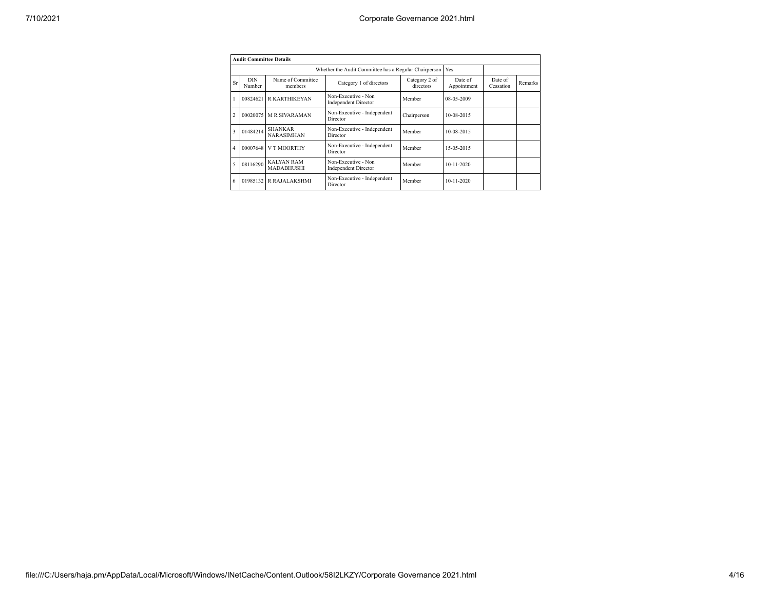**Audit Committee Details**

| | | | Whether the Audit Committee has a Regular Chairperson | | Yes | | |
|---|---|---|---|---|---|---|---|
| Sr | DIN Number | Name of Committee members | Category 1 of directors | Category 2 of directors | Date of Appointment | Date of Cessation | Remarks |
| 1 | 00824621 | R KARTHIKEYAN | Non-Executive - Non Independent Director | Member | 08-05-2009 | | |
| 2 | 00020075 | M R SIVARAMAN | Non-Executive - Independent Director | Chairperson | 10-08-2015 | | |
| 3 | 01484214 | SHANKAR NARASIMHAN | Non-Executive - Independent Director | Member | 10-08-2015 | | |
| 4 | 00007648 | V T MOORTHY | Non-Executive - Independent Director | Member | 15-05-2015 | | |
| 5 | 08116290 | KALYAN RAM MADABHUSHI | Non-Executive - Non Independent Director | Member | 10-11-2020 | | |
| 6 | 01985132 | R RAJALAKSHMI | Non-Executive - Independent Director | Member | 10-11-2020 | | |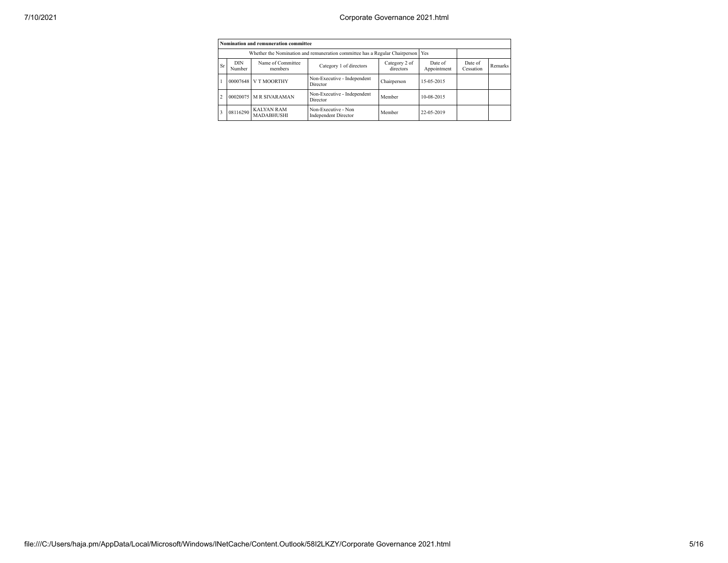| Nomination and remuneration committee | | | | | | | |
|---|---|---|---|---|---|---|---|
| Whether the Nomination and remuneration committee has a Regular Chairperson | | | | | Yes | | |
| Sr | DIN Number | Name of Committee members | Category 1 of directors | Category 2 of directors | Date of Appointment | Date of Cessation | Remarks |
| 1 | 00007648 | V T MOORTHY | Non-Executive - Independent Director | Chairperson | 15-05-2015 | | |
| 2 | 00020075 | M R SIVARAMAN | Non-Executive - Independent Director | Member | 10-08-2015 | | |
| 3 | 08116290 | KALYAN RAM MADABHUSHI | Non-Executive - Non Independent Director | Member | 22-05-2019 | | |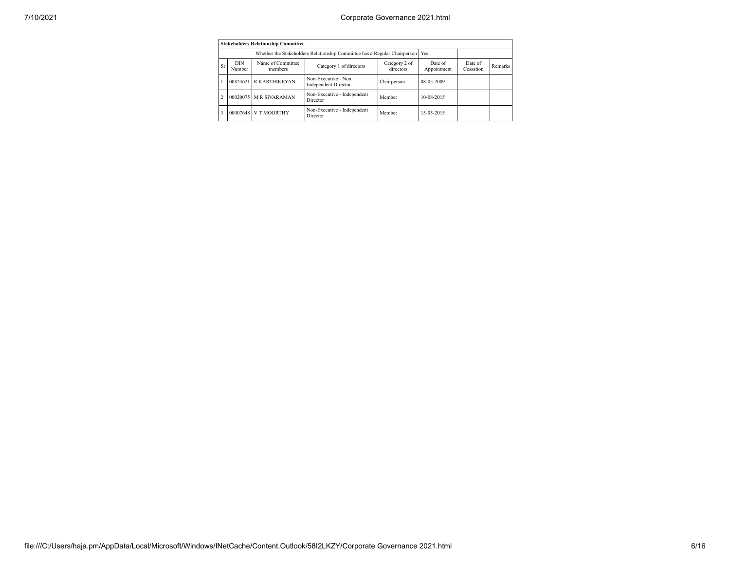| Stakeholders Relationship Committee | | | | | | | |
|---|---|---|---|---|---|---|---|
| Whether the Stakeholders Relationship Committee has a Regular Chairperson | | | | | Yes | | |
| Sr | DIN Number | Name of Committee members | Category 1 of directors | Category 2 of directors | Date of Appointment | Date of Cessation | Remarks |
| 1 | 00824621 | R KARTHIKEYAN | Non-Executive - Non Independent Director | Chairperson | 08-05-2009 | | |
| 2 | 00020075 | M R SIVARAMAN | Non-Executive - Independent Director | Member | 10-08-2015 | | |
| 3 | 00007648 | V T MOORTHY | Non-Executive - Independent Director | Member | 15-05-2015 | | |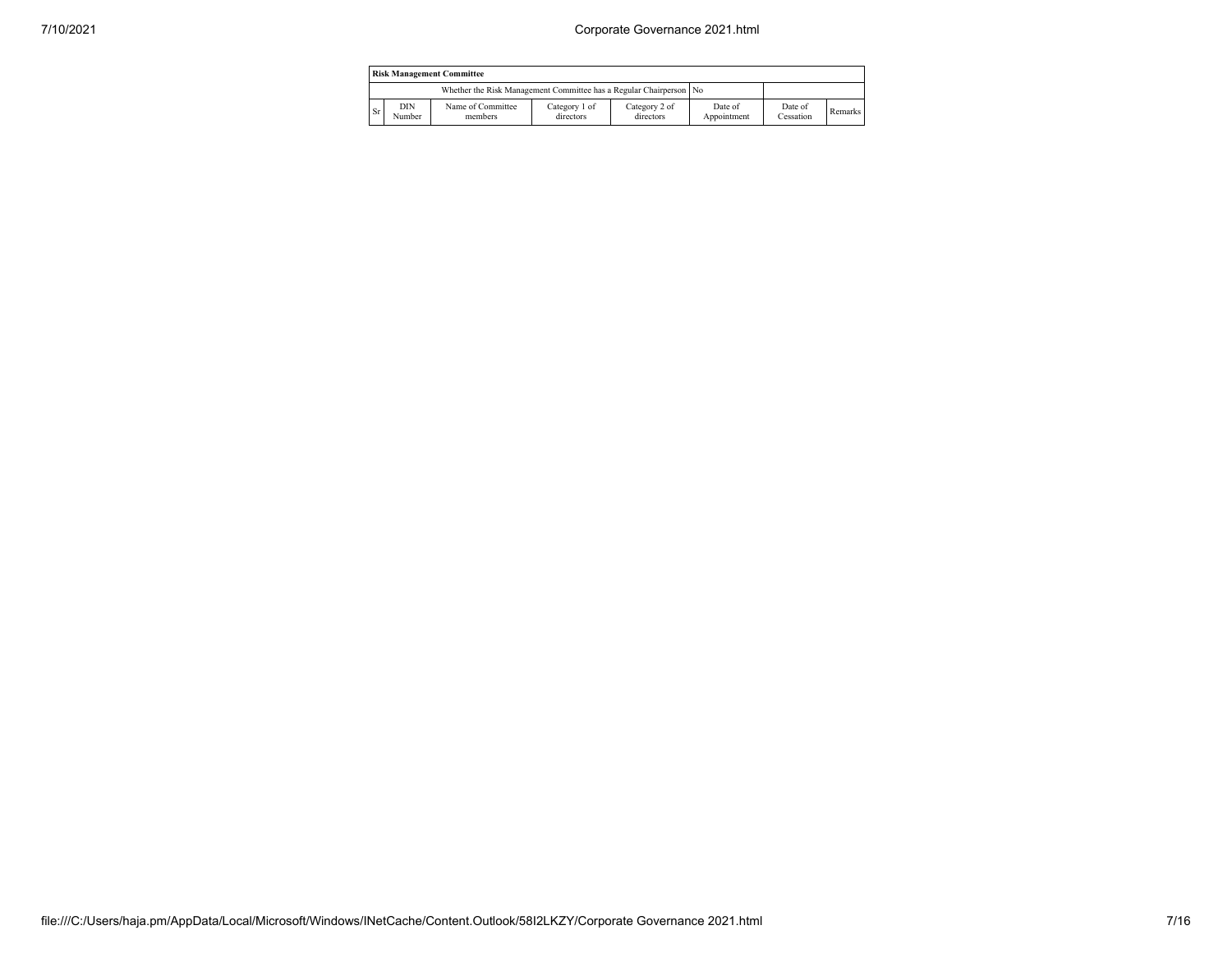| Risk Management Committee | | | | | | | |
|---|---|---|---|---|---|---|---|
| Whether the Risk Management Committee has a Regular Chairperson | | | | | No | | |
| Sr | DIN Number | Name of Committee members | Category 1 of directors | Category 2 of directors | Date of Appointment | Date of Cessation | Remarks |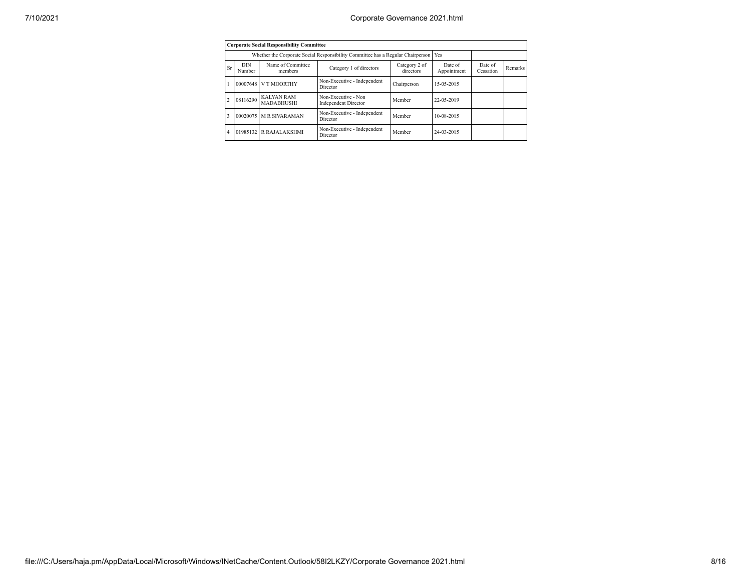| Corporate Social Responsibility Committee | | | | | | | |
|---|---|---|---|---|---|---|---|
| Whether the Corporate Social Responsibility Committee has a Regular Chairperson | | | | | Yes | | |
| Sr | DIN Number | Name of Committee members | Category 1 of directors | Category 2 of directors | Date of Appointment | Date of Cessation | Remarks |
| 1 | 00007648 | V T MOORTHY | Non-Executive - Independent Director | Chairperson | 15-05-2015 | | |
| 2 | 08116290 | KALYAN RAM MADABHUSHI | Non-Executive - Non Independent Director | Member | 22-05-2019 | | |
| 3 | 00020075 | M R SIVARAMAN | Non-Executive - Independent Director | Member | 10-08-2015 | | |
| 4 | 01985132 | R RAJALAKSHMI | Non-Executive - Independent Director | Member | 24-03-2015 | | |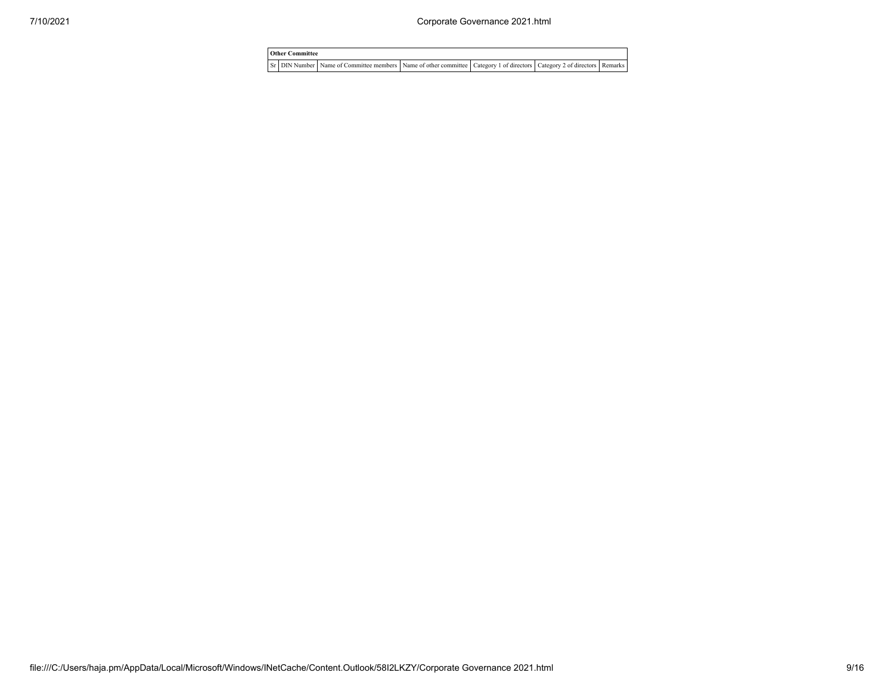| Other Committee | | | | | | |
|---|---|---|---|---|---|---|
| Sr | DIN Number | Name of Committee members | Name of other committee | Category 1 of directors | Category 2 of directors | Remarks |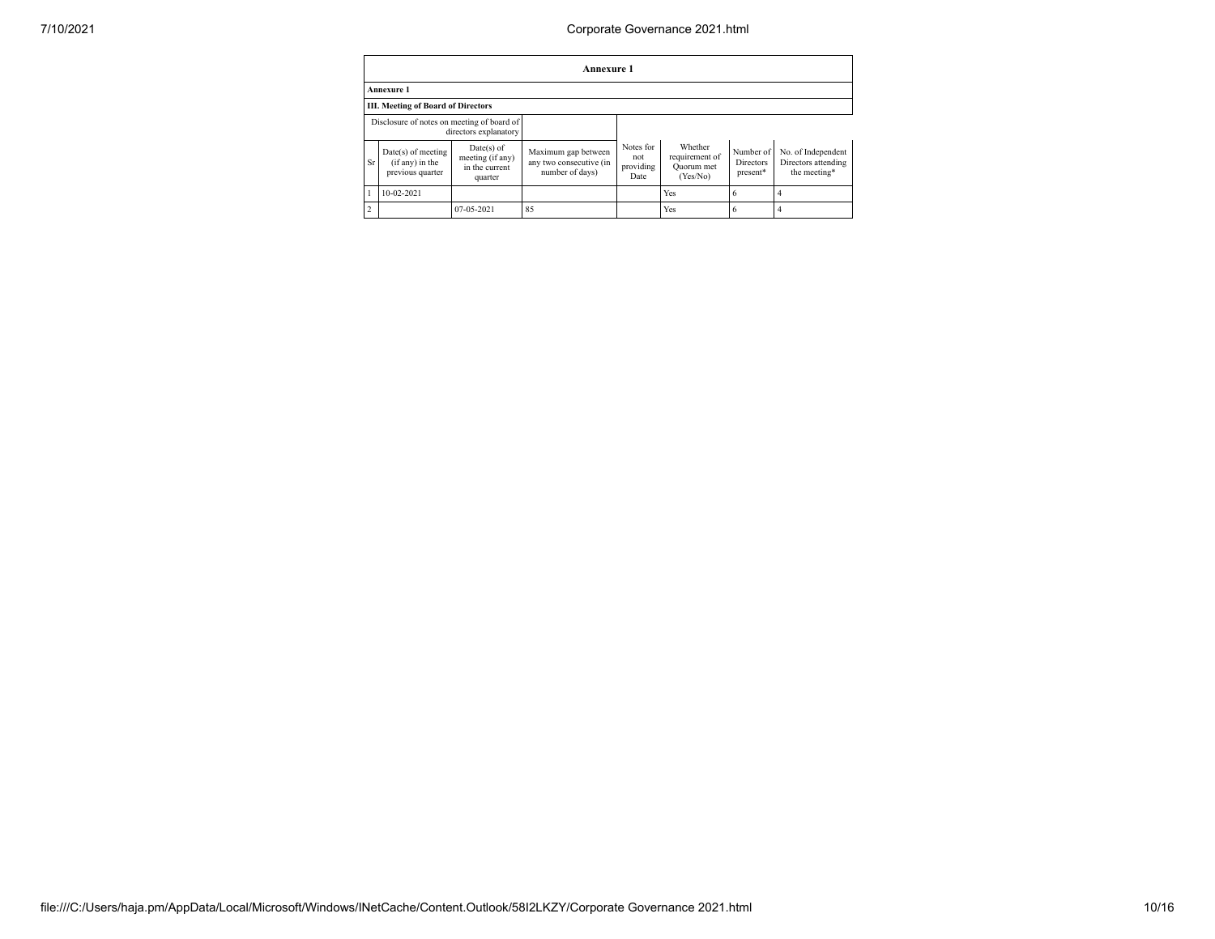## Annexure 1

**Annexure 1**

**III. Meeting of Board of Directors**

| Disclosure of notes on meeting of board of directors explanatory | | | | | | | |
|---|---|---|---|---|---|---|---|
| Sr | Date(s) of meeting (if any) in the previous quarter | Date(s) of meeting (if any) in the current quarter | Maximum gap between any two consecutive (in number of days) | Notes for not providing Date | Whether requirement of Quorum met (Yes/No) | Number of Directors present* | No. of Independent Directors attending the meeting* |
| 1 | 10-02-2021 | | | | Yes | 6 | 4 |
| 2 | | 07-05-2021 | 85 | | Yes | 6 | 4 |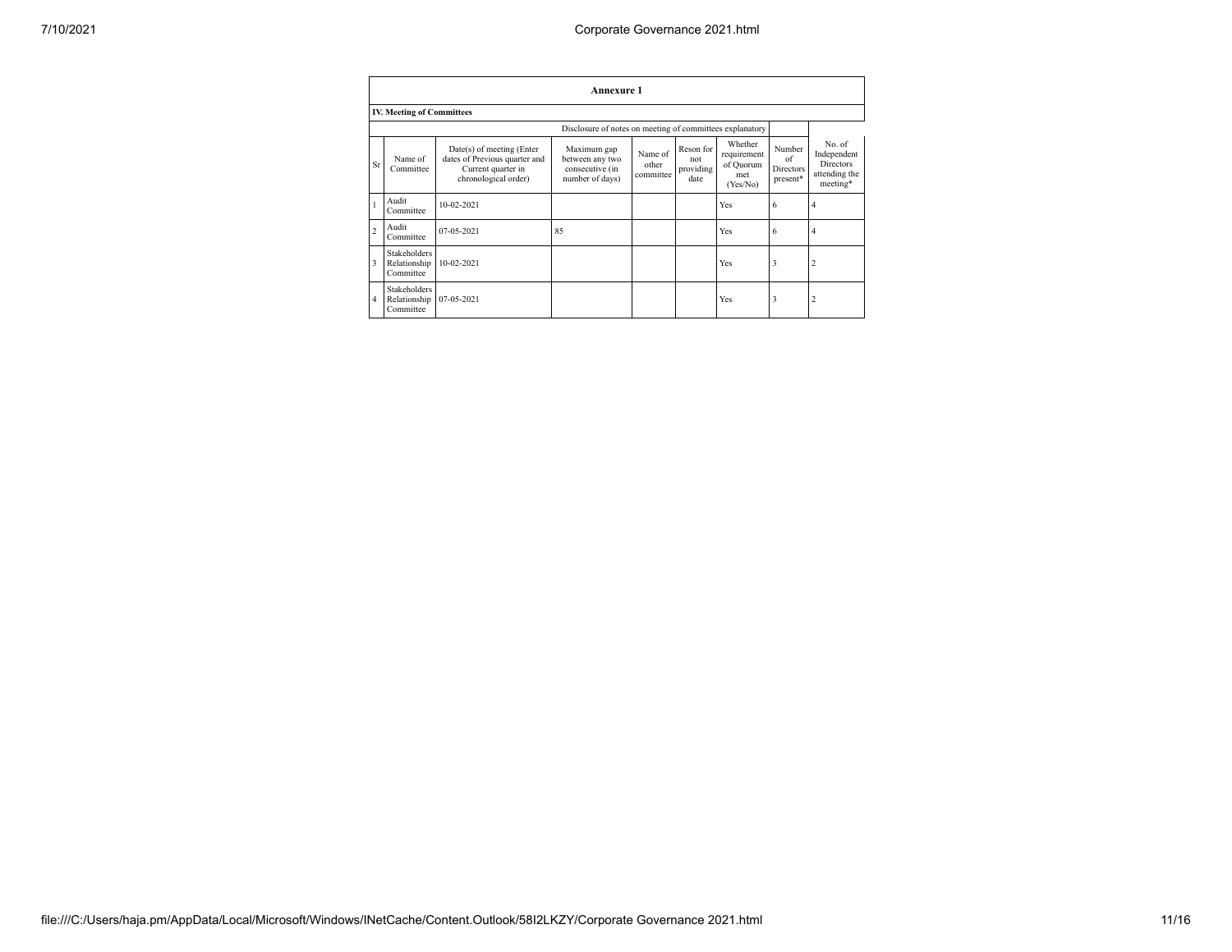## Annexure 1

### IV. Meeting of Committees

| | | | Disclosure of notes on meeting of committees explanatory | | | | | | |
|---|---|---|---|---|---|---|---|---|---|
| Sr | Name of Committee | Date(s) of meeting (Enter dates of Previous quarter and Current quarter in chronological order) | Maximum gap between any two consecutive (in number of days) | Name of other committee | Reson for not providing date | Whether requirement of Quorum met (Yes/No) | Number of Directors present* | No. of Independent Directors attending the meeting* |
| 1 | Audit Committee | 10-02-2021 | | | | Yes | 6 | 4 |
| 2 | Audit Committee | 07-05-2021 | 85 | | | Yes | 6 | 4 |
| 3 | Stakeholders Relationship Committee | 10-02-2021 | | | | Yes | 3 | 2 |
| 4 | Stakeholders Relationship Committee | 07-05-2021 | | | | Yes | 3 | 2 |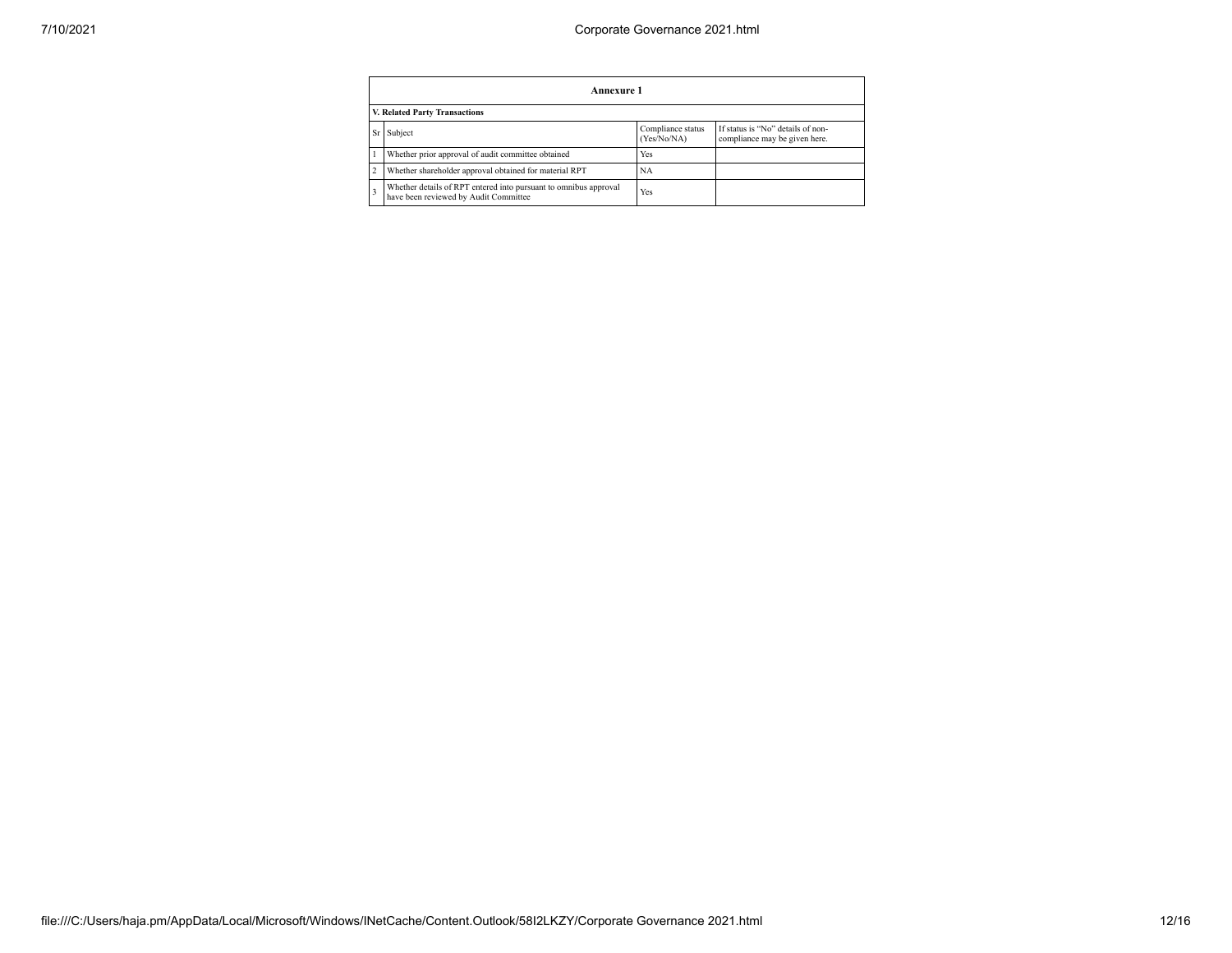| Annexure 1 | | | |
|---|---|---|---|
| **V. Related Party Transactions** | | | |
| Sr | Subject | Compliance status (Yes/No/NA) | If status is "No" details of non-compliance may be given here. |
| 1 | Whether prior approval of audit committee obtained | Yes | |
| 2 | Whether shareholder approval obtained for material RPT | NA | |
| 3 | Whether details of RPT entered into pursuant to omnibus approval have been reviewed by Audit Committee | Yes | |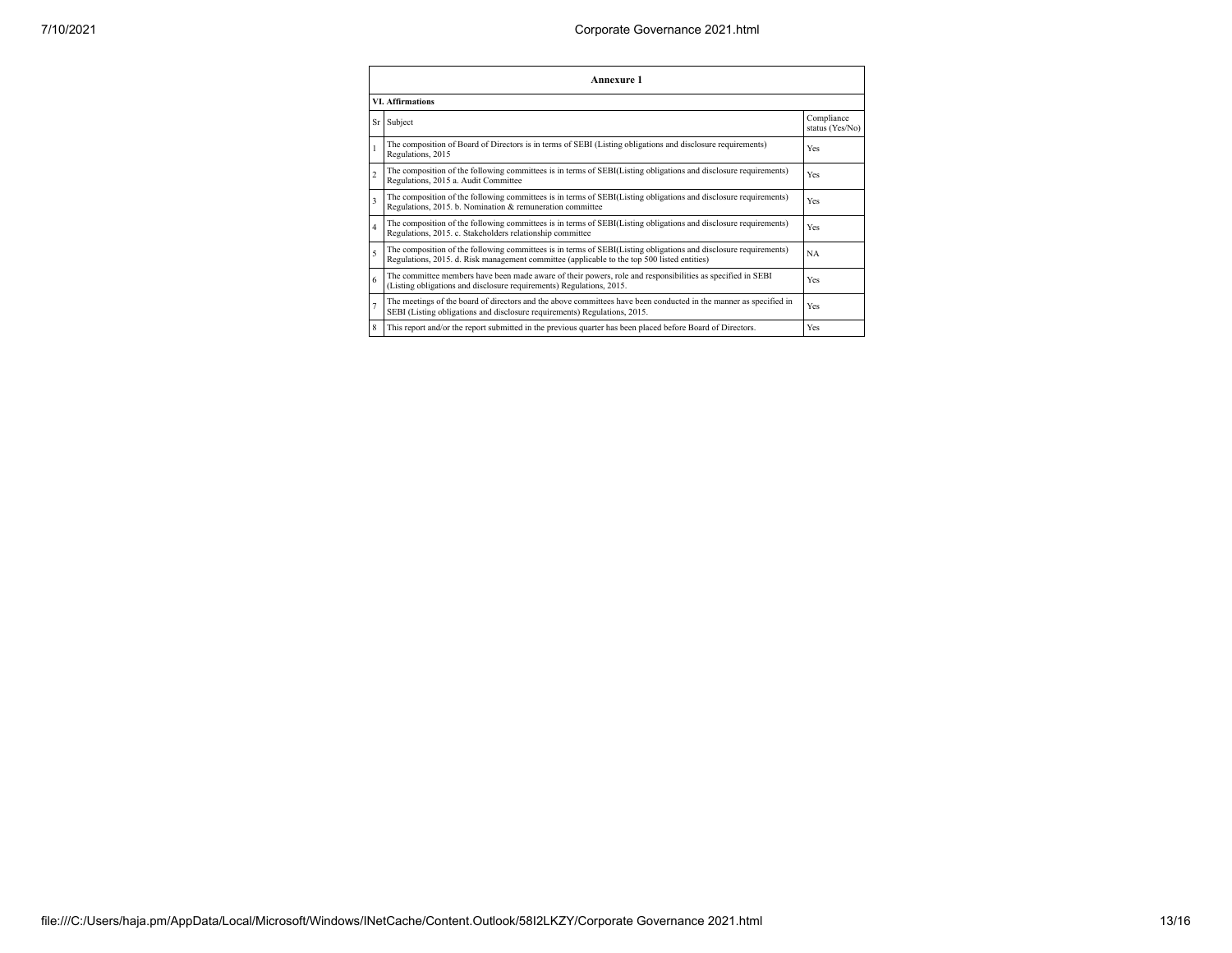## Annexure 1

### VI. Affirmations

| Sr | Subject | Compliance status (Yes/No) |
|---|---|---|
| 1 | The composition of Board of Directors is in terms of SEBI (Listing obligations and disclosure requirements) Regulations, 2015 | Yes |
| 2 | The composition of the following committees is in terms of SEBI(Listing obligations and disclosure requirements) Regulations, 2015 a. Audit Committee | Yes |
| 3 | The composition of the following committees is in terms of SEBI(Listing obligations and disclosure requirements) Regulations, 2015. b. Nomination & remuneration committee | Yes |
| 4 | The composition of the following committees is in terms of SEBI(Listing obligations and disclosure requirements) Regulations, 2015. c. Stakeholders relationship committee | Yes |
| 5 | The composition of the following committees is in terms of SEBI(Listing obligations and disclosure requirements) Regulations, 2015. d. Risk management committee (applicable to the top 500 listed entities) | NA |
| 6 | The committee members have been made aware of their powers, role and responsibilities as specified in SEBI (Listing obligations and disclosure requirements) Regulations, 2015. | Yes |
| 7 | The meetings of the board of directors and the above committees have been conducted in the manner as specified in SEBI (Listing obligations and disclosure requirements) Regulations, 2015. | Yes |
| 8 | This report and/or the report submitted in the previous quarter has been placed before Board of Directors. | Yes |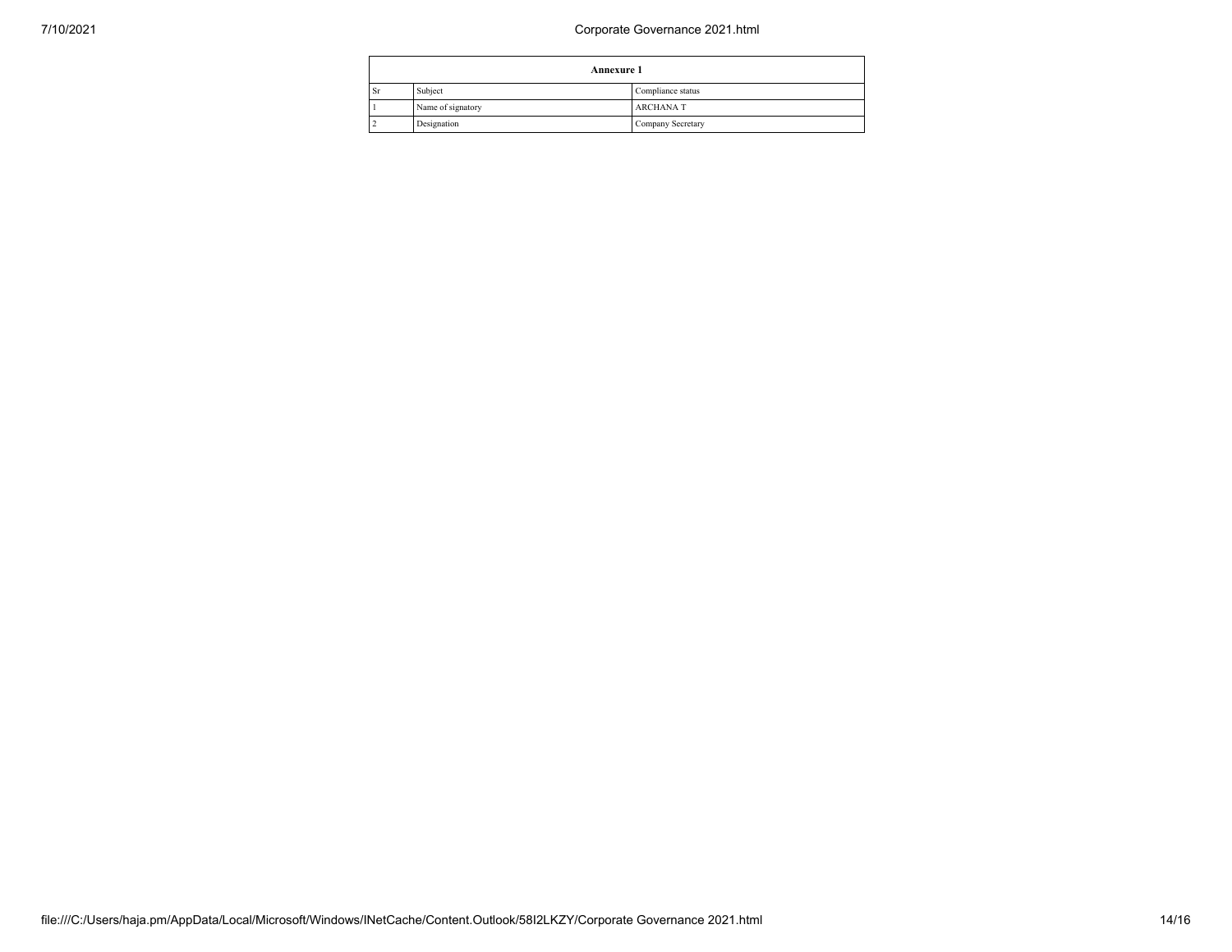| Annexure 1 | | |
|---|---|---|
| Sr | Subject | Compliance status |
| 1 | Name of signatory | ARCHANA T |
| 2 | Designation | Company Secretary |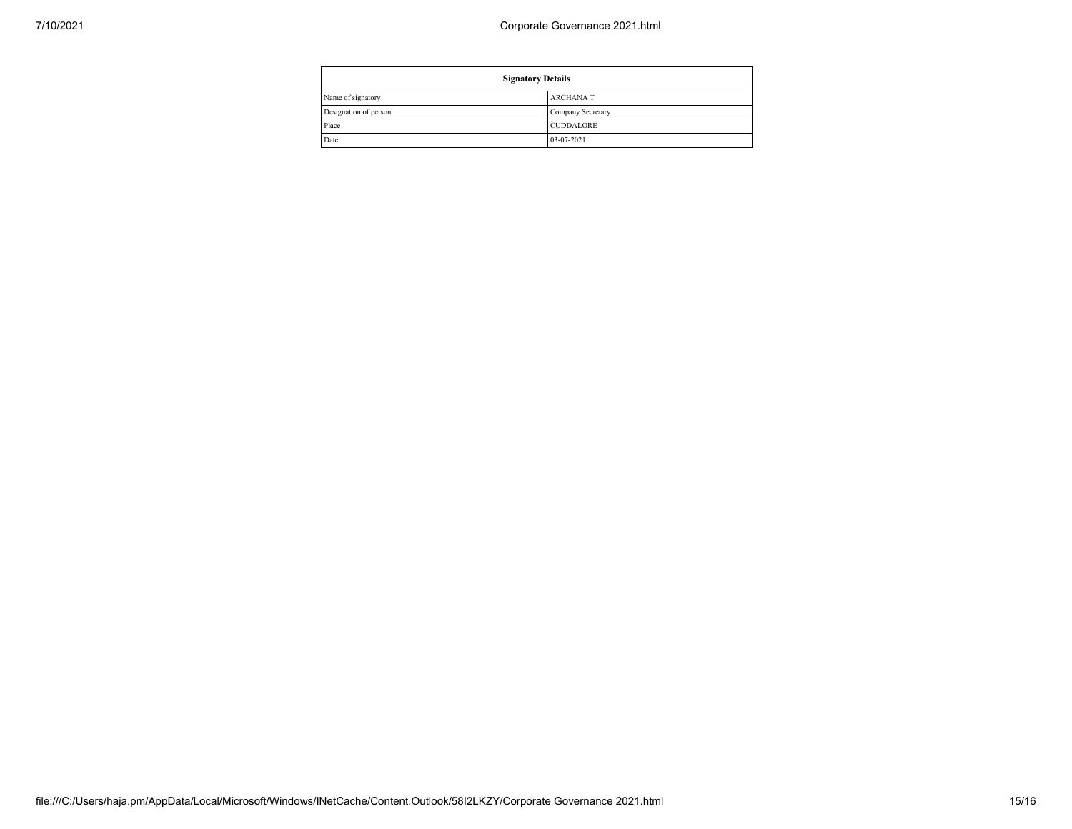| Signatory Details | |
|---|---|
| Name of signatory | ARCHANA T |
| Designation of person | Company Secretary |
| Place | CUDDALORE |
| Date | 03-07-2021 |